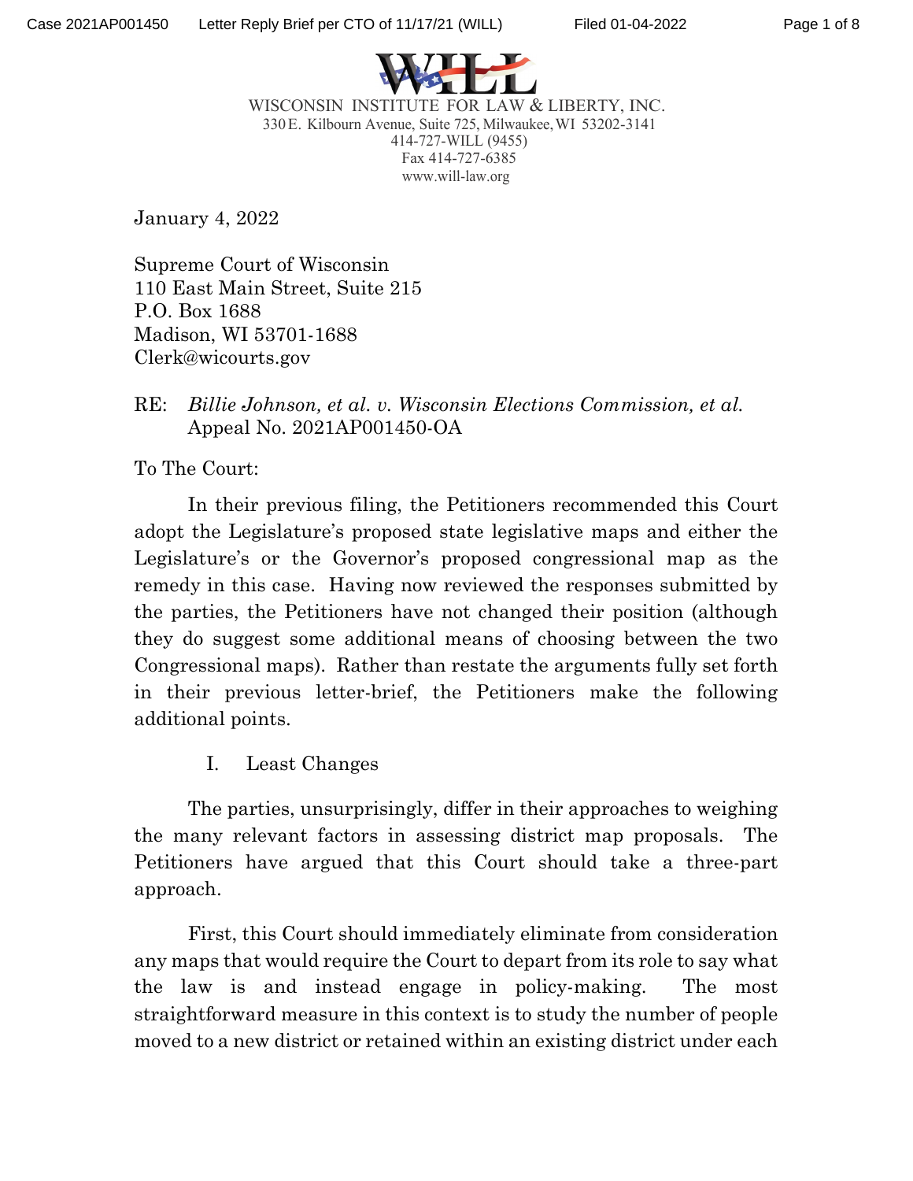WISCONSIN INSTITUTE FOR LAW & LIBERTY, INC.
330 E. Kilbourn Avenue, Suite 725, Milwaukee, WI 53202-3141
414-727-WILL (9455)
Fax 414-727-6385
www.will-law.org

January 4, 2022

Supreme Court of Wisconsin
110 East Main Street, Suite 215
P.O. Box 1688
Madison, WI 53701-1688
Clerk@wicourts.gov

RE: *Billie Johnson, et al. v. Wisconsin Elections Commission, et al.*
Appeal No. 2021AP001450-OA

To The Court:

In their previous filing, the Petitioners recommended this Court adopt the Legislature's proposed state legislative maps and either the Legislature's or the Governor's proposed congressional map as the remedy in this case. Having now reviewed the responses submitted by the parties, the Petitioners have not changed their position (although they do suggest some additional means of choosing between the two Congressional maps). Rather than restate the arguments fully set forth in their previous letter-brief, the Petitioners make the following additional points.

## I. Least Changes

The parties, unsurprisingly, differ in their approaches to weighing the many relevant factors in assessing district map proposals. The Petitioners have argued that this Court should take a three-part approach.

First, this Court should immediately eliminate from consideration any maps that would require the Court to depart from its role to say what the law is and instead engage in policy-making. The most straightforward measure in this context is to study the number of people moved to a new district or retained within an existing district under each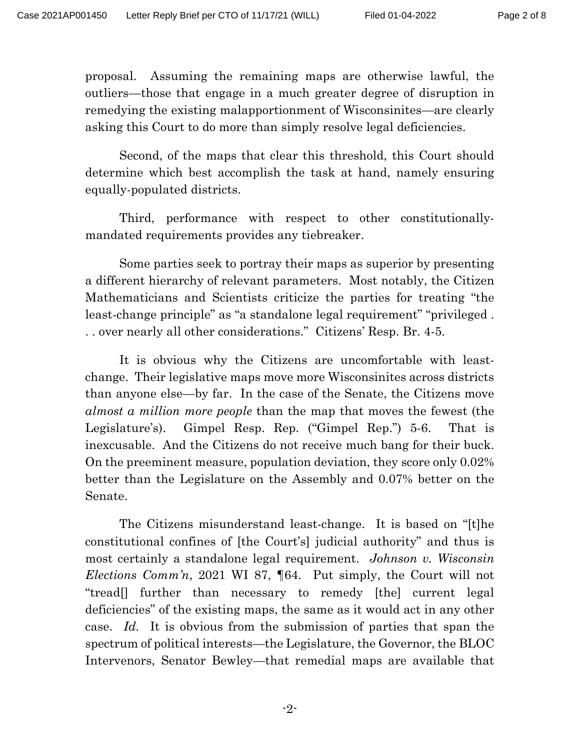proposal. Assuming the remaining maps are otherwise lawful, the outliers—those that engage in a much greater degree of disruption in remedying the existing malapportionment of Wisconsinites—are clearly asking this Court to do more than simply resolve legal deficiencies.

Second, of the maps that clear this threshold, this Court should determine which best accomplish the task at hand, namely ensuring equally-populated districts.

Third, performance with respect to other constitutionally-mandated requirements provides any tiebreaker.

Some parties seek to portray their maps as superior by presenting a different hierarchy of relevant parameters. Most notably, the Citizen Mathematicians and Scientists criticize the parties for treating "the least-change principle" as "a standalone legal requirement" "privileged . . . over nearly all other considerations." Citizens' Resp. Br. 4-5.

It is obvious why the Citizens are uncomfortable with least-change. Their legislative maps move more Wisconsinites across districts than anyone else—by far. In the case of the Senate, the Citizens move *almost a million more people* than the map that moves the fewest (the Legislature's). Gimpel Resp. Rep. ("Gimpel Rep.") 5-6. That is inexcusable. And the Citizens do not receive much bang for their buck. On the preeminent measure, population deviation, they score only 0.02% better than the Legislature on the Assembly and 0.07% better on the Senate.

The Citizens misunderstand least-change. It is based on "[t]he constitutional confines of [the Court's] judicial authority" and thus is most certainly a standalone legal requirement. *Johnson v. Wisconsin Elections Comm'n*, 2021 WI 87, ¶64. Put simply, the Court will not "tread[] further than necessary to remedy [the] current legal deficiencies" of the existing maps, the same as it would act in any other case. *Id.* It is obvious from the submission of parties that span the spectrum of political interests—the Legislature, the Governor, the BLOC Intervenors, Senator Bewley—that remedial maps are available that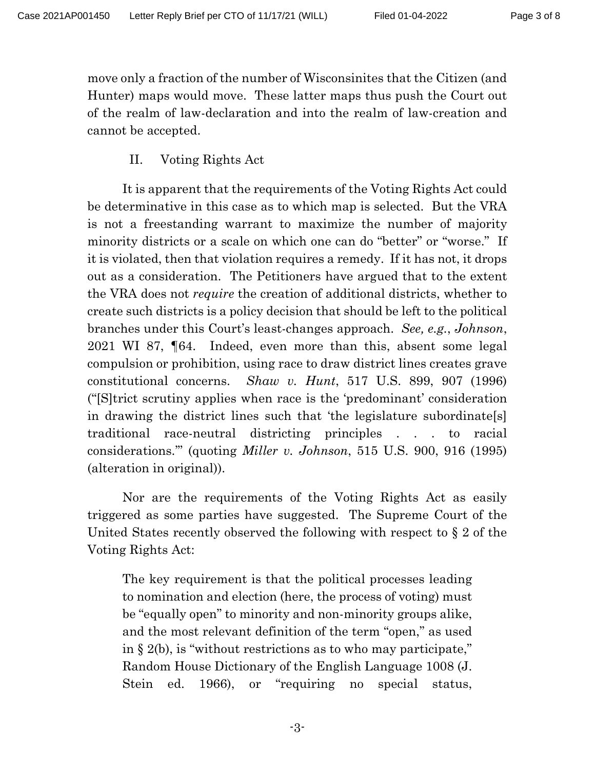move only a fraction of the number of Wisconsinites that the Citizen (and Hunter) maps would move. These latter maps thus push the Court out of the realm of law-declaration and into the realm of law-creation and cannot be accepted.

## II. Voting Rights Act

It is apparent that the requirements of the Voting Rights Act could be determinative in this case as to which map is selected. But the VRA is not a freestanding warrant to maximize the number of majority minority districts or a scale on which one can do "better" or "worse." If it is violated, then that violation requires a remedy. If it has not, it drops out as a consideration. The Petitioners have argued that to the extent the VRA does not *require* the creation of additional districts, whether to create such districts is a policy decision that should be left to the political branches under this Court's least-changes approach. *See, e.g.*, *Johnson*, 2021 WI 87, ¶64. Indeed, even more than this, absent some legal compulsion or prohibition, using race to draw district lines creates grave constitutional concerns. *Shaw v. Hunt*, 517 U.S. 899, 907 (1996) ("[S]trict scrutiny applies when race is the 'predominant' consideration in drawing the district lines such that 'the legislature subordinate[s] traditional race-neutral districting principles . . . to racial considerations.'" (quoting *Miller v. Johnson*, 515 U.S. 900, 916 (1995) (alteration in original)).

Nor are the requirements of the Voting Rights Act as easily triggered as some parties have suggested. The Supreme Court of the United States recently observed the following with respect to § 2 of the Voting Rights Act:

> The key requirement is that the political processes leading to nomination and election (here, the process of voting) must be "equally open" to minority and non-minority groups alike, and the most relevant definition of the term "open," as used in § 2(b), is "without restrictions as to who may participate," Random House Dictionary of the English Language 1008 (J. Stein ed. 1966), or "requiring no special status,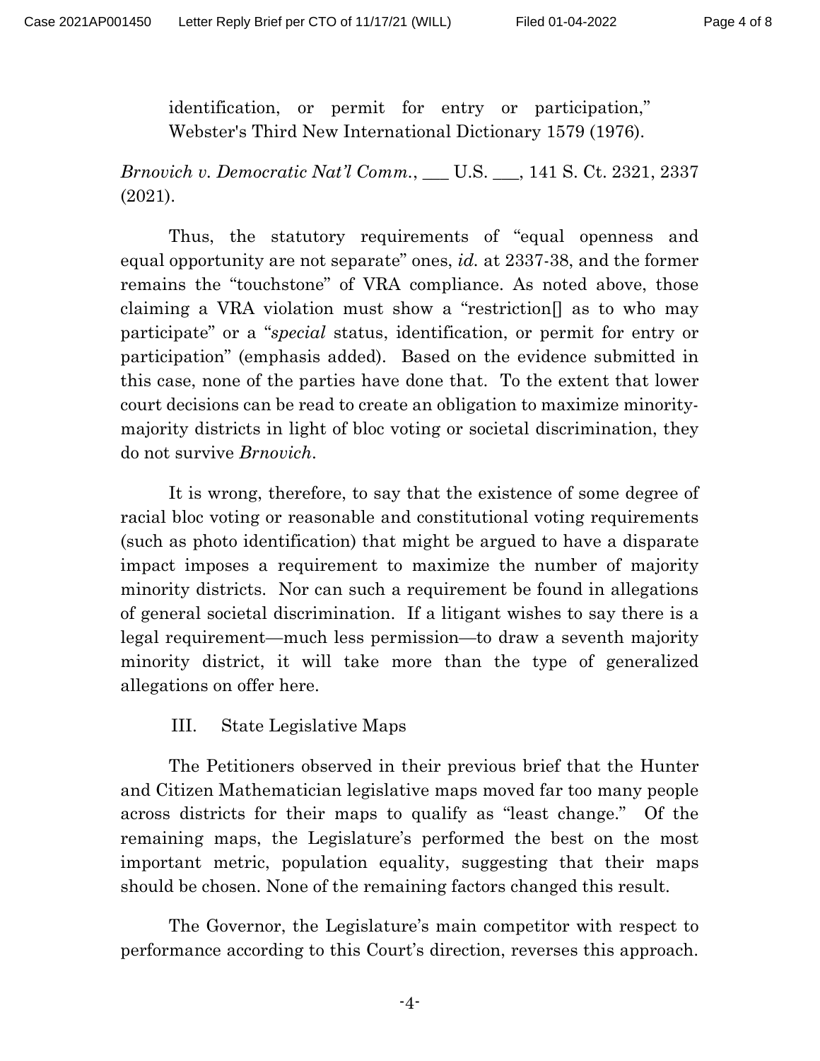identification, or permit for entry or participation," Webster's Third New International Dictionary 1579 (1976).

*Brnovich v. Democratic Nat'l Comm.*, ___ U.S. ___, 141 S. Ct. 2321, 2337 (2021).

Thus, the statutory requirements of "equal openness and equal opportunity are not separate" ones, *id.* at 2337-38, and the former remains the "touchstone" of VRA compliance. As noted above, those claiming a VRA violation must show a "restriction[] as to who may participate" or a "*special* status, identification, or permit for entry or participation" (emphasis added). Based on the evidence submitted in this case, none of the parties have done that. To the extent that lower court decisions can be read to create an obligation to maximize minority-majority districts in light of bloc voting or societal discrimination, they do not survive *Brnovich*.

It is wrong, therefore, to say that the existence of some degree of racial bloc voting or reasonable and constitutional voting requirements (such as photo identification) that might be argued to have a disparate impact imposes a requirement to maximize the number of majority minority districts. Nor can such a requirement be found in allegations of general societal discrimination. If a litigant wishes to say there is a legal requirement—much less permission—to draw a seventh majority minority district, it will take more than the type of generalized allegations on offer here.

## III. State Legislative Maps

The Petitioners observed in their previous brief that the Hunter and Citizen Mathematician legislative maps moved far too many people across districts for their maps to qualify as "least change." Of the remaining maps, the Legislature's performed the best on the most important metric, population equality, suggesting that their maps should be chosen. None of the remaining factors changed this result.

The Governor, the Legislature's main competitor with respect to performance according to this Court's direction, reverses this approach.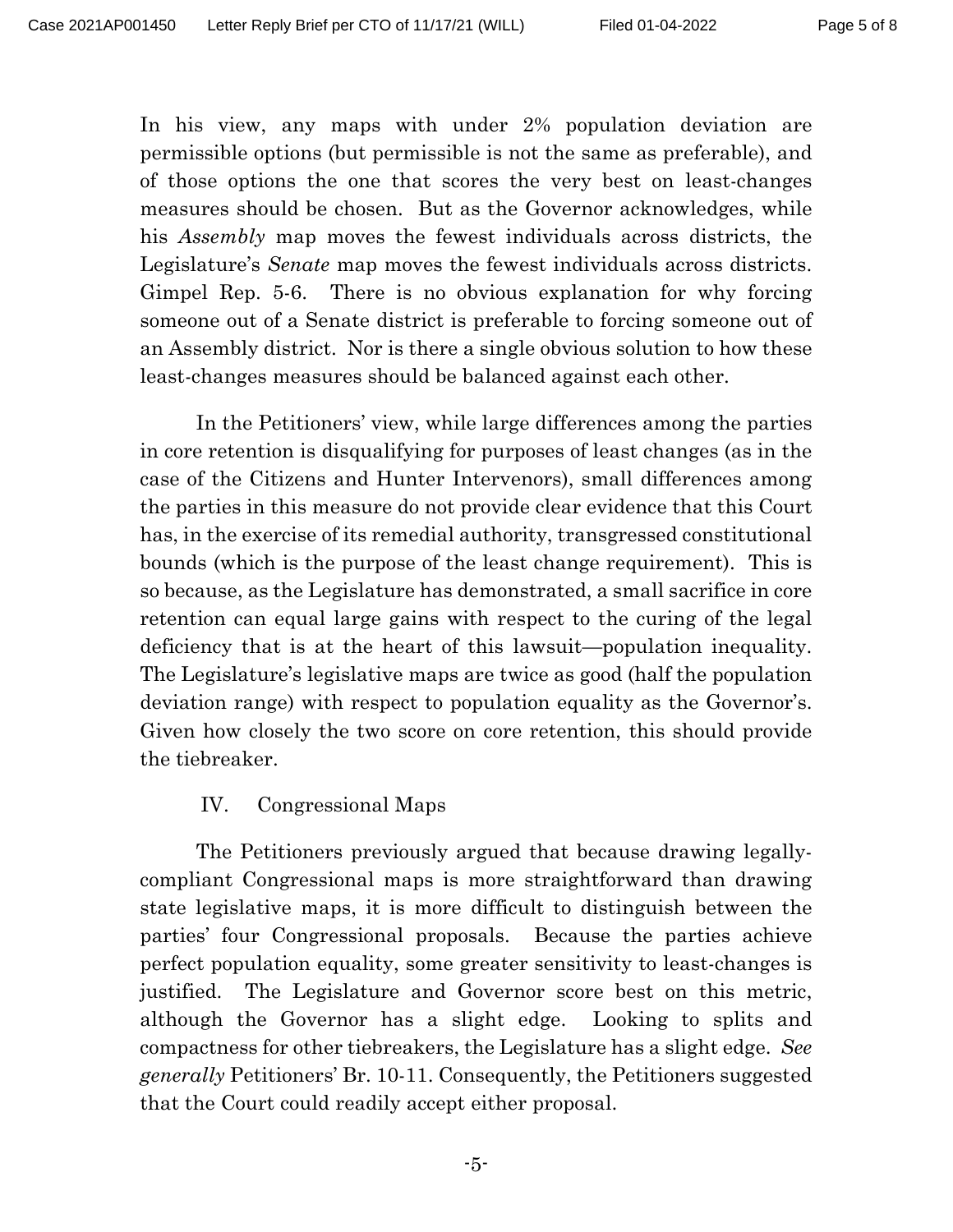In his view, any maps with under 2% population deviation are permissible options (but permissible is not the same as preferable), and of those options the one that scores the very best on least-changes measures should be chosen. But as the Governor acknowledges, while his *Assembly* map moves the fewest individuals across districts, the Legislature's *Senate* map moves the fewest individuals across districts. Gimpel Rep. 5-6. There is no obvious explanation for why forcing someone out of a Senate district is preferable to forcing someone out of an Assembly district. Nor is there a single obvious solution to how these least-changes measures should be balanced against each other.

In the Petitioners' view, while large differences among the parties in core retention is disqualifying for purposes of least changes (as in the case of the Citizens and Hunter Intervenors), small differences among the parties in this measure do not provide clear evidence that this Court has, in the exercise of its remedial authority, transgressed constitutional bounds (which is the purpose of the least change requirement). This is so because, as the Legislature has demonstrated, a small sacrifice in core retention can equal large gains with respect to the curing of the legal deficiency that is at the heart of this lawsuit—population inequality. The Legislature's legislative maps are twice as good (half the population deviation range) with respect to population equality as the Governor's. Given how closely the two score on core retention, this should provide the tiebreaker.

## IV. Congressional Maps

The Petitioners previously argued that because drawing legally-compliant Congressional maps is more straightforward than drawing state legislative maps, it is more difficult to distinguish between the parties' four Congressional proposals. Because the parties achieve perfect population equality, some greater sensitivity to least-changes is justified. The Legislature and Governor score best on this metric, although the Governor has a slight edge. Looking to splits and compactness for other tiebreakers, the Legislature has a slight edge. *See generally* Petitioners' Br. 10-11. Consequently, the Petitioners suggested that the Court could readily accept either proposal.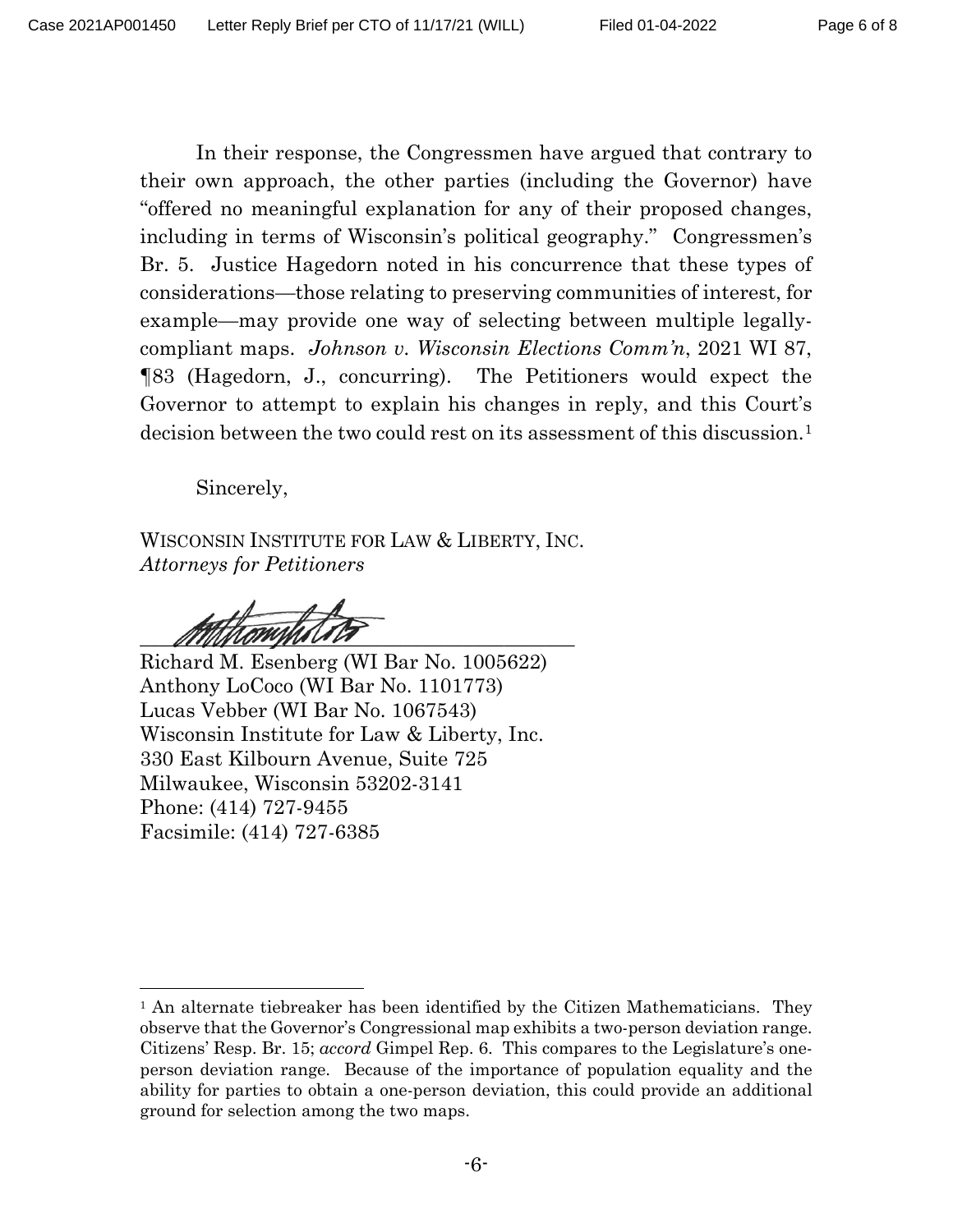In their response, the Congressmen have argued that contrary to their own approach, the other parties (including the Governor) have "offered no meaningful explanation for any of their proposed changes, including in terms of Wisconsin's political geography." Congressmen's Br. 5. Justice Hagedorn noted in his concurrence that these types of considerations—those relating to preserving communities of interest, for example—may provide one way of selecting between multiple legally-compliant maps. *Johnson v. Wisconsin Elections Comm'n*, 2021 WI 87, ¶83 (Hagedorn, J., concurring). The Petitioners would expect the Governor to attempt to explain his changes in reply, and this Court's decision between the two could rest on its assessment of this discussion.[1]

Sincerely,

WISCONSIN INSTITUTE FOR LAW & LIBERTY, INC.
*Attorneys for Petitioners*

Richard M. Esenberg (WI Bar No. 1005622)
Anthony LoCoco (WI Bar No. 1101773)
Lucas Vebber (WI Bar No. 1067543)
Wisconsin Institute for Law & Liberty, Inc.
330 East Kilbourn Avenue, Suite 725
Milwaukee, Wisconsin 53202-3141
Phone: (414) 727-9455
Facsimile: (414) 727-6385

---

[1] An alternate tiebreaker has been identified by the Citizen Mathematicians. They observe that the Governor's Congressional map exhibits a two-person deviation range. Citizens' Resp. Br. 15; *accord* Gimpel Rep. 6. This compares to the Legislature's one-person deviation range. Because of the importance of population equality and the ability for parties to obtain a one-person deviation, this could provide an additional ground for selection among the two maps.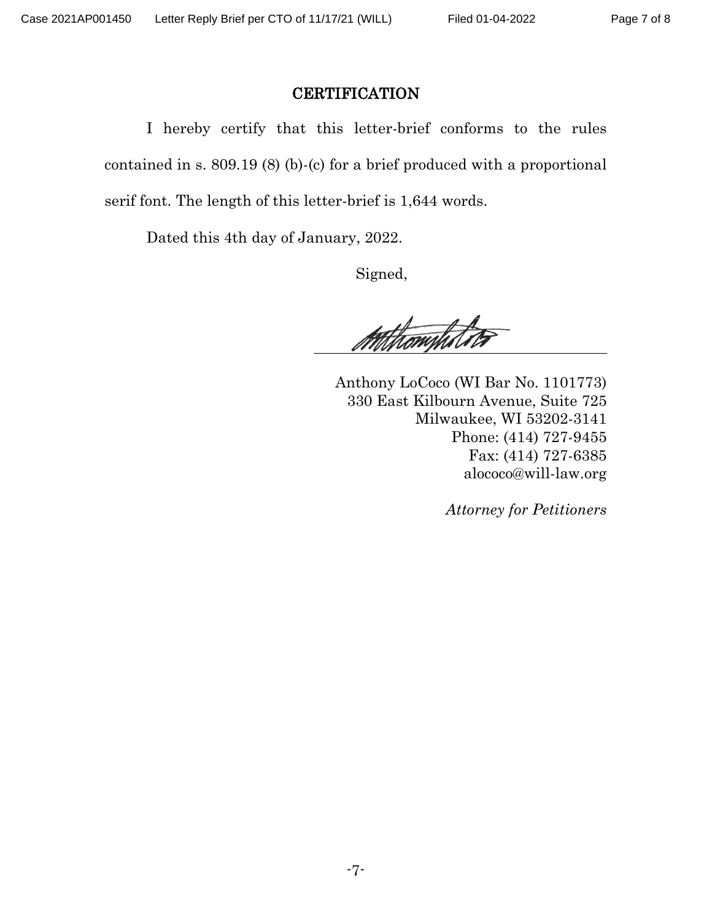## CERTIFICATION

I hereby certify that this letter-brief conforms to the rules contained in s. 809.19 (8) (b)-(c) for a brief produced with a proportional serif font. The length of this letter-brief is 1,644 words.

Dated this 4th day of January, 2022.

Signed,

Anthony LoCoco (WI Bar No. 1101773)
330 East Kilbourn Avenue, Suite 725
Milwaukee, WI 53202-3141
Phone: (414) 727-9455
Fax: (414) 727-6385
alococo@will-law.org

*Attorney for Petitioners*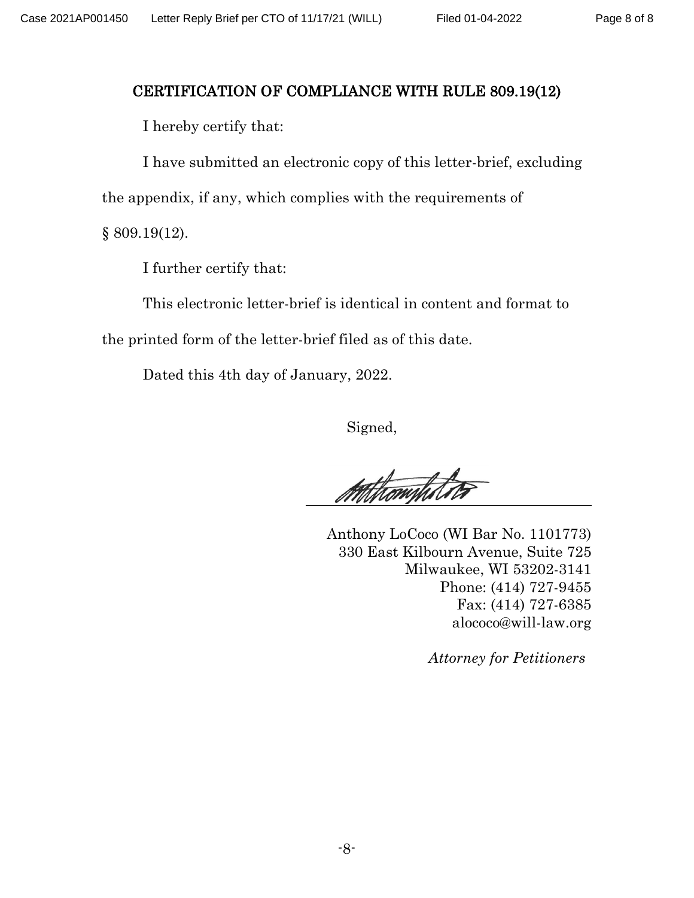## CERTIFICATION OF COMPLIANCE WITH RULE 809.19(12)

I hereby certify that:

I have submitted an electronic copy of this letter-brief, excluding the appendix, if any, which complies with the requirements of § 809.19(12).

I further certify that:

This electronic letter-brief is identical in content and format to the printed form of the letter-brief filed as of this date.

Dated this 4th day of January, 2022.

Signed,

Anthony LoCoco (WI Bar No. 1101773)
330 East Kilbourn Avenue, Suite 725
Milwaukee, WI 53202-3141
Phone: (414) 727-9455
Fax: (414) 727-6385
alococo@will-law.org

*Attorney for Petitioners*